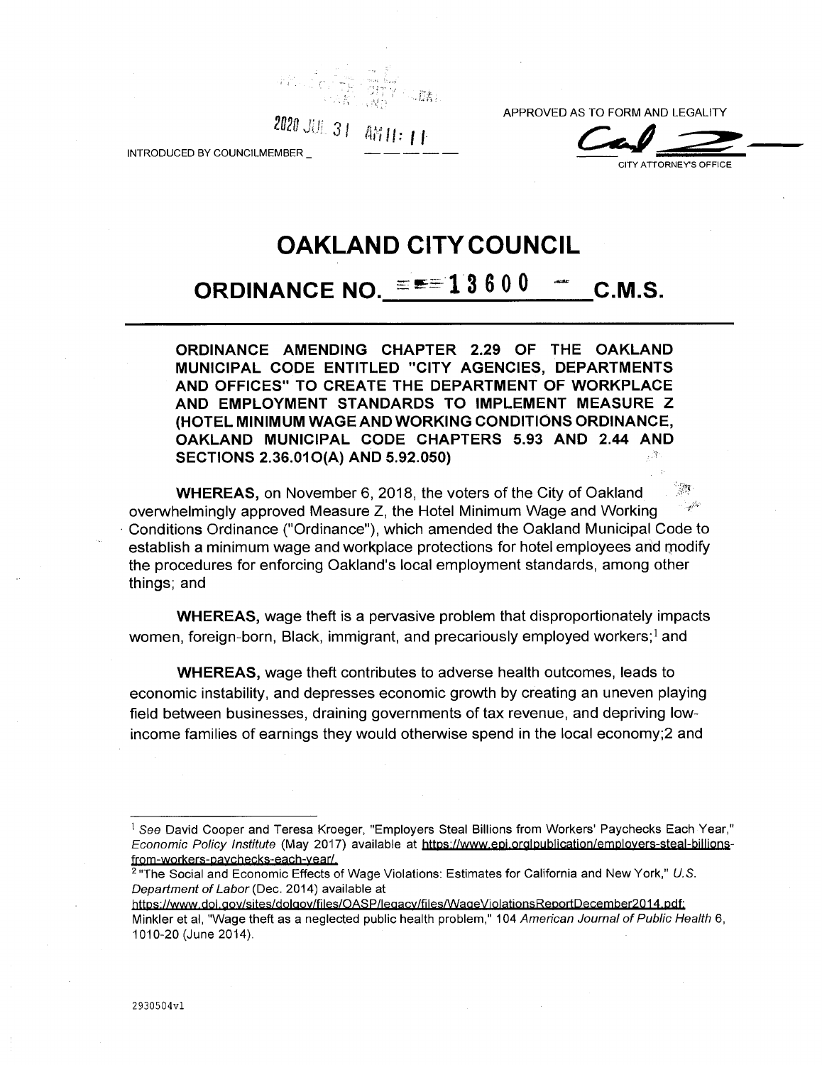2020 JUL 31 AM 11: 11

INTRODUCED BY COUNCILMEMBER _

APPROVED AS TO FORM AND LEGALITY

CITY ATTORNEY'S OFFICE

# OAKLAND CITY COUNCIL

## ORDINANCE NO. 13600 C.M.S.

**ORDINANCE AMENDING CHAPTER 2.29 OF THE OAKLAND MUNICIPAL CODE ENTITLED "CITY AGENCIES, DEPARTMENTS AND OFFICES" TO CREATE THE DEPARTMENT OF WORKPLACE AND EMPLOYMENT STANDARDS TO IMPLEMENT MEASURE Z (HOTEL MINIMUM WAGE AND WORKING CONDITIONS ORDINANCE, OAKLAND MUNICIPAL CODE CHAPTERS 5.93 AND 2.44 AND SECTIONS 2.36.01O(A) AND 5.92.050)**

**WHEREAS,** on November 6, 2018, the voters of the City of Oakland overwhelmingly approved Measure Z, the Hotel Minimum Wage and Working Conditions Ordinance ("Ordinance"), which amended the Oakland Municipal Code to establish a minimum wage and workplace protections for hotel employees and modify the procedures for enforcing Oakland's local employment standards, among other things; and

**WHEREAS,** wage theft is a pervasive problem that disproportionately impacts women, foreign-born, Black, immigrant, and precariously employed workers;[1] and

**WHEREAS,** wage theft contributes to adverse health outcomes, leads to economic instability, and depresses economic growth by creating an uneven playing field between businesses, draining governments of tax revenue, and depriving low-income families of earnings they would otherwise spend in the local economy;2 and

---

[1] *See* David Cooper and Teresa Kroeger, "Employers Steal Billions from Workers' Paychecks Each Year," *Economic Policy Institute* (May 2017) available at https://www.epi.org/publication/employers-steal-billions-from-workers-paychecks-each-year/.

[2] "The Social and Economic Effects of Wage Violations: Estimates for California and New York," *U.S. Department of Labor* (Dec. 2014) available at https://www.dol.gov/sites/dolgov/files/OASP/legacy/files/WageViolationsReportDecember2014.pdf; Minkler et al, "Wage theft as a neglected public health problem," 104 *American Journal of Public Health* 6, 1010-20 (June 2014).

2930504v1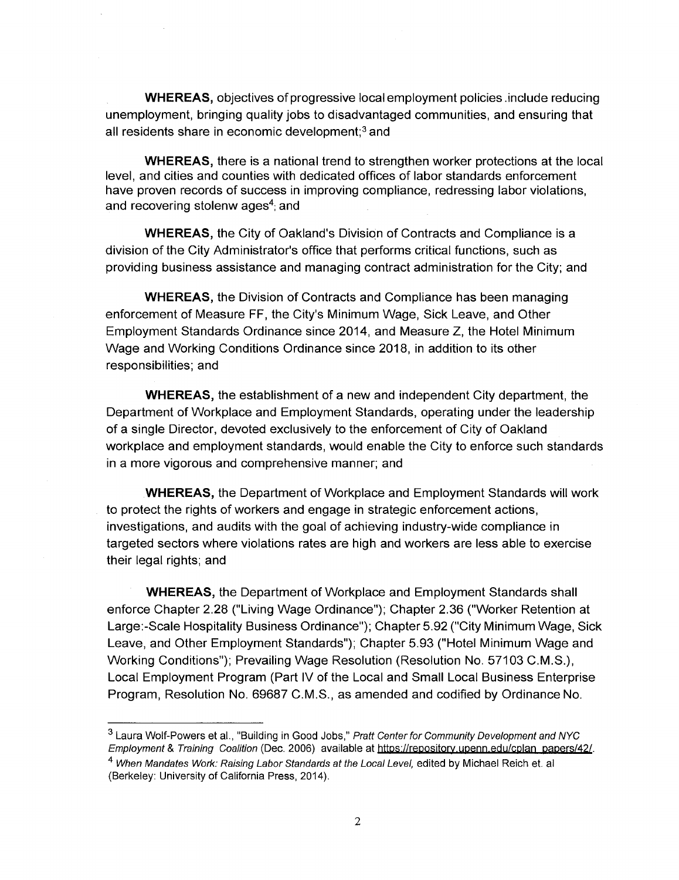**WHEREAS,** objectives of progressive local employment policies .include reducing unemployment, bringing quality jobs to disadvantaged communities, and ensuring that all residents share in economic development;[3] and

**WHEREAS,** there is a national trend to strengthen worker protections at the local level, and cities and counties with dedicated offices of labor standards enforcement have proven records of success in improving compliance, redressing labor violations, and recovering stolenw ages[4]; and

**WHEREAS,** the City of Oakland's Division of Contracts and Compliance is a division of the City Administrator's office that performs critical functions, such as providing business assistance and managing contract administration for the City; and

**WHEREAS,** the Division of Contracts and Compliance has been managing enforcement of Measure FF, the City's Minimum Wage, Sick Leave, and Other Employment Standards Ordinance since 2014, and Measure Z, the Hotel Minimum Wage and Working Conditions Ordinance since 2018, in addition to its other responsibilities; and

**WHEREAS,** the establishment of a new and independent City department, the Department of Workplace and Employment Standards, operating under the leadership of a single Director, devoted exclusively to the enforcement of City of Oakland workplace and employment standards, would enable the City to enforce such standards in a more vigorous and comprehensive manner; and

**WHEREAS,** the Department of Workplace and Employment Standards will work to protect the rights of workers and engage in strategic enforcement actions, investigations, and audits with the goal of achieving industry-wide compliance in targeted sectors where violations rates are high and workers are less able to exercise their legal rights; and

**WHEREAS,** the Department of Workplace and Employment Standards shall enforce Chapter 2.28 ("Living Wage Ordinance"); Chapter 2.36 ("Worker Retention at Large:-Scale Hospitality Business Ordinance"); Chapter 5.92 ("City Minimum Wage, Sick Leave, and Other Employment Standards"); Chapter 5.93 ("Hotel Minimum Wage and Working Conditions"); Prevailing Wage Resolution (Resolution No. 57103 C.M.S.), Local Employment Program (Part IV of the Local and Small Local Business Enterprise Program, Resolution No. 69687 C.M.S., as amended and codified by Ordinance No.

---

[3] Laura Wolf-Powers et al., "Building in Good Jobs," *Pratt Center for Community Development and NYC Employment & Training Coalition* (Dec. 2006) available at https://repository.upenn.edu/cplan_papers/42/.

[4] *When Mandates Work: Raising Labor Standards at the Local Level,* edited by Michael Reich et. al (Berkeley: University of California Press, 2014).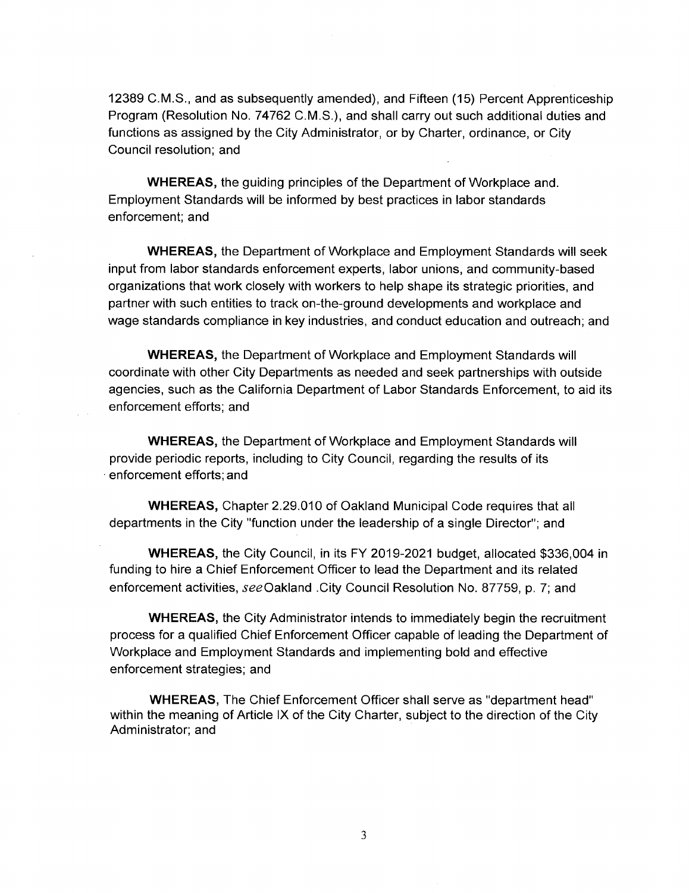12389 C.M.S., and as subsequently amended), and Fifteen (15) Percent Apprenticeship Program (Resolution No. 74762 C.M.S.), and shall carry out such additional duties and functions as assigned by the City Administrator, or by Charter, ordinance, or City Council resolution; and

**WHEREAS,** the guiding principles of the Department of Workplace and. Employment Standards will be informed by best practices in labor standards enforcement; and

**WHEREAS,** the Department of Workplace and Employment Standards will seek input from labor standards enforcement experts, labor unions, and community-based organizations that work closely with workers to help shape its strategic priorities, and partner with such entities to track on-the-ground developments and workplace and wage standards compliance in key industries, and conduct education and outreach; and

**WHEREAS,** the Department of Workplace and Employment Standards will coordinate with other City Departments as needed and seek partnerships with outside agencies, such as the California Department of Labor Standards Enforcement, to aid its enforcement efforts; and

**WHEREAS,** the Department of Workplace and Employment Standards will provide periodic reports, including to City Council, regarding the results of its enforcement efforts; and

**WHEREAS,** Chapter 2.29.010 of Oakland Municipal Code requires that all departments in the City "function under the leadership of a single Director"; and

**WHEREAS,** the City Council, in its FY 2019-2021 budget, allocated $336,004 in funding to hire a Chief Enforcement Officer to lead the Department and its related enforcement activities, *see* Oakland .City Council Resolution No. 87759, p. 7; and

**WHEREAS,** the City Administrator intends to immediately begin the recruitment process for a qualified Chief Enforcement Officer capable of leading the Department of Workplace and Employment Standards and implementing bold and effective enforcement strategies; and

**WHEREAS,** The Chief Enforcement Officer shall serve as "department head" within the meaning of Article IX of the City Charter, subject to the direction of the City Administrator; and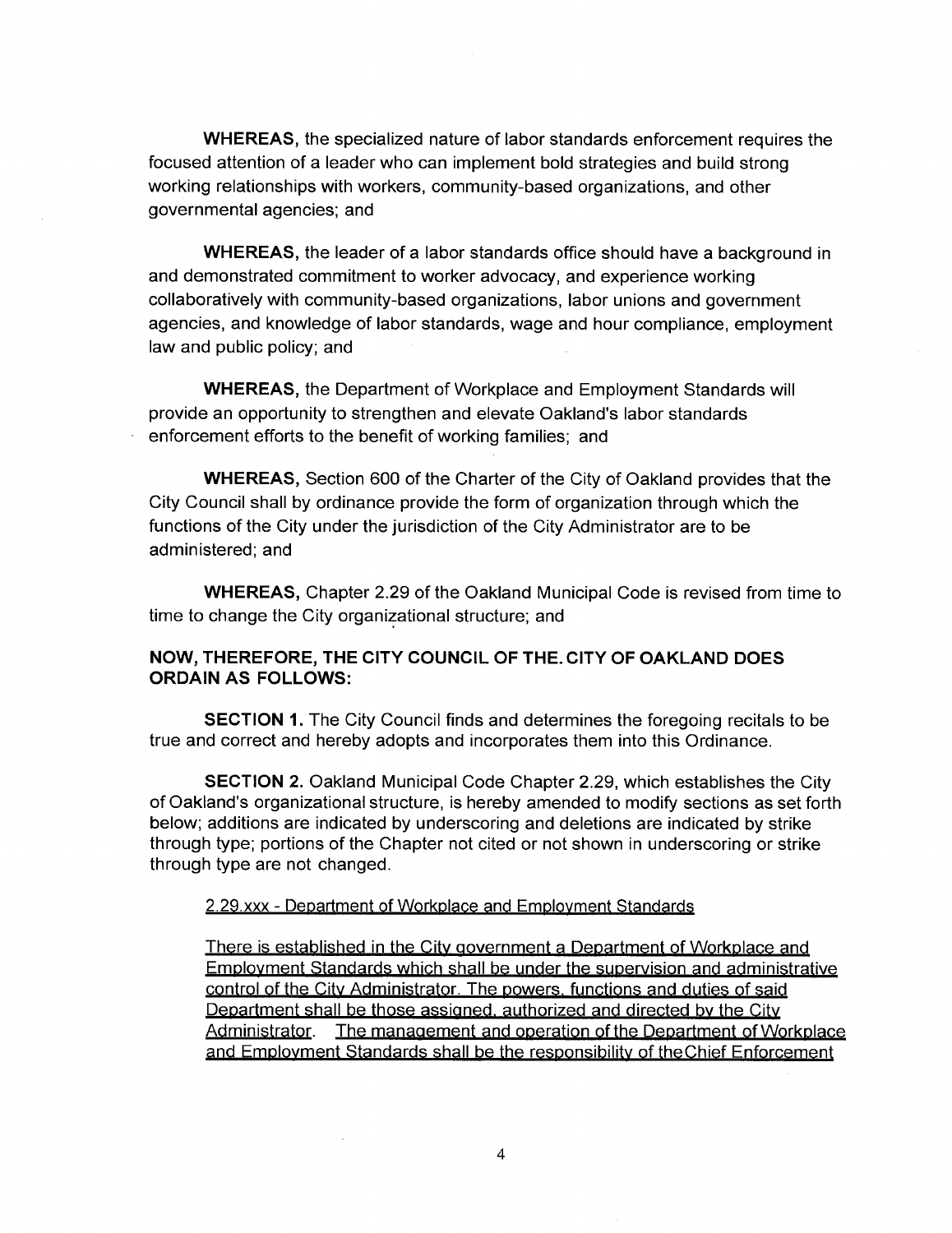**WHEREAS,** the specialized nature of labor standards enforcement requires the focused attention of a leader who can implement bold strategies and build strong working relationships with workers, community-based organizations, and other governmental agencies; and

**WHEREAS,** the leader of a labor standards office should have a background in and demonstrated commitment to worker advocacy, and experience working collaboratively with community-based organizations, labor unions and government agencies, and knowledge of labor standards, wage and hour compliance, employment law and public policy; and

**WHEREAS,** the Department of Workplace and Employment Standards will provide an opportunity to strengthen and elevate Oakland's labor standards enforcement efforts to the benefit of working families; and

**WHEREAS,** Section 600 of the Charter of the City of Oakland provides that the City Council shall by ordinance provide the form of organization through which the functions of the City under the jurisdiction of the City Administrator are to be administered; and

**WHEREAS,** Chapter 2.29 of the Oakland Municipal Code is revised from time to time to change the City organizational structure; and

**NOW, THEREFORE, THE CITY COUNCIL OF THE. CITY OF OAKLAND DOES ORDAIN AS FOLLOWS:**

**SECTION 1.** The City Council finds and determines the foregoing recitals to be true and correct and hereby adopts and incorporates them into this Ordinance.

**SECTION 2.** Oakland Municipal Code Chapter 2.29, which establishes the City of Oakland's organizational structure, is hereby amended to modify sections as set forth below; additions are indicated by underscoring and deletions are indicated by strike through type; portions of the Chapter not cited or not shown in underscoring or strike through type are not changed.

<u>2.29.xxx - Department of Workplace and Employment Standards</u>

<u>There is established in the City government a Department of Workplace and Employment Standards which shall be under the supervision and administrative control of the City Administrator. The powers, functions and duties of said Department shall be those assigned, authorized and directed by the City Administrator. The management and operation of the Department of Workplace and Employment Standards shall be the responsibility of the Chief Enforcement</u>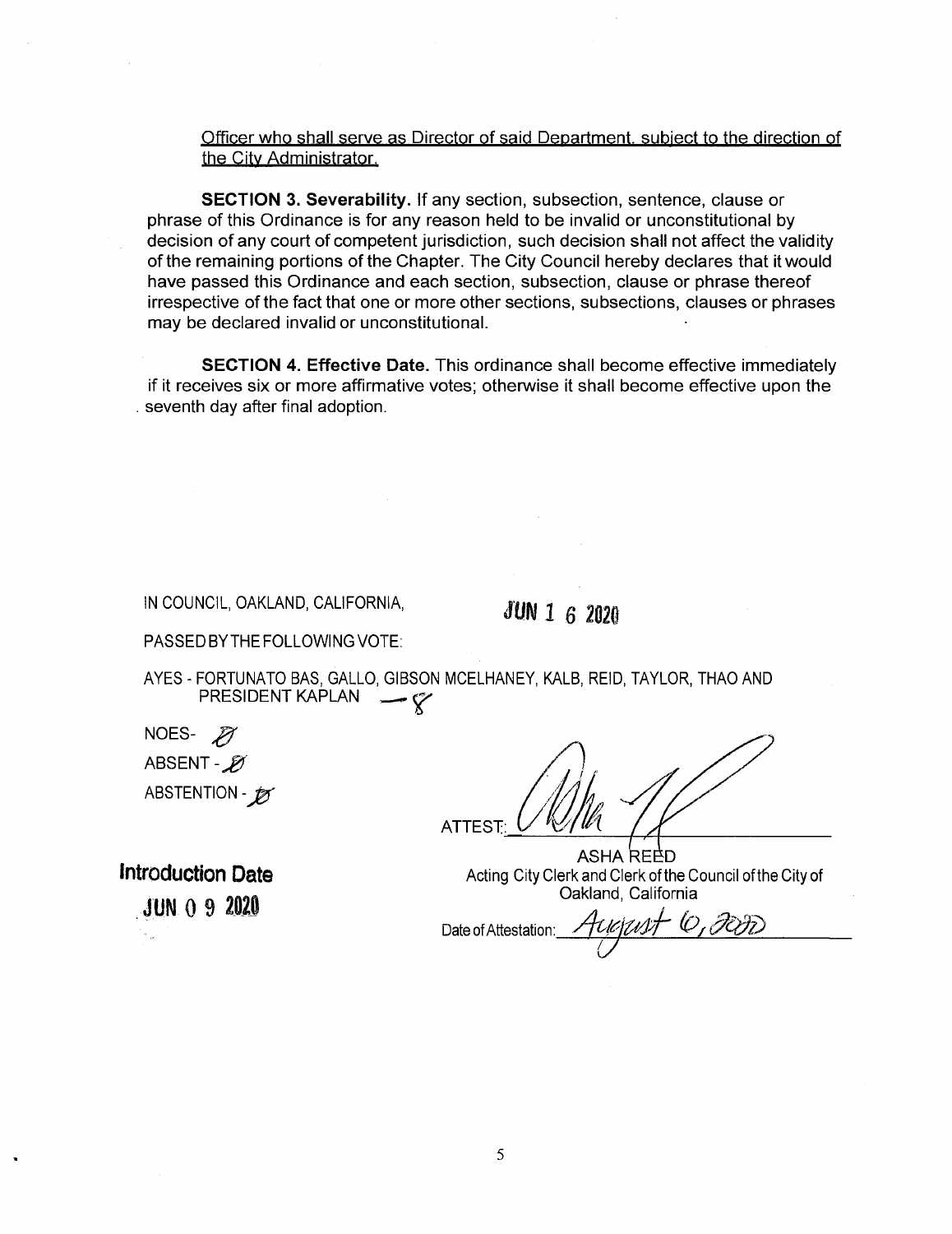Officer who shall serve as Director of said Department, subject to the direction of the City Administrator.

**SECTION 3. Severability.** If any section, subsection, sentence, clause or phrase of this Ordinance is for any reason held to be invalid or unconstitutional by decision of any court of competent jurisdiction, such decision shall not affect the validity of the remaining portions of the Chapter. The City Council hereby declares that it would have passed this Ordinance and each section, subsection, clause or phrase thereof irrespective of the fact that one or more other sections, subsections, clauses or phrases may be declared invalid or unconstitutional.

**SECTION 4. Effective Date.** This ordinance shall become effective immediately if it receives six or more affirmative votes; otherwise it shall become effective upon the seventh day after final adoption.

IN COUNCIL, OAKLAND, CALIFORNIA, **JUN 1 6 2020**

PASSED BY THE FOLLOWING VOTE:

AYES - FORTUNATO BAS, GALLO, GIBSON MCELHANEY, KALB, REID, TAYLOR, THAO AND PRESIDENT KAPLAN — 8

NOES- Ø

ABSENT - Ø

ABSTENTION - Ø

ATTEST: _______________

ASHA REED
Acting City Clerk and Clerk of the Council of the City of Oakland, California

Date of Attestation: August 6, 2020

**Introduction Date**
**JUN 0 9 2020**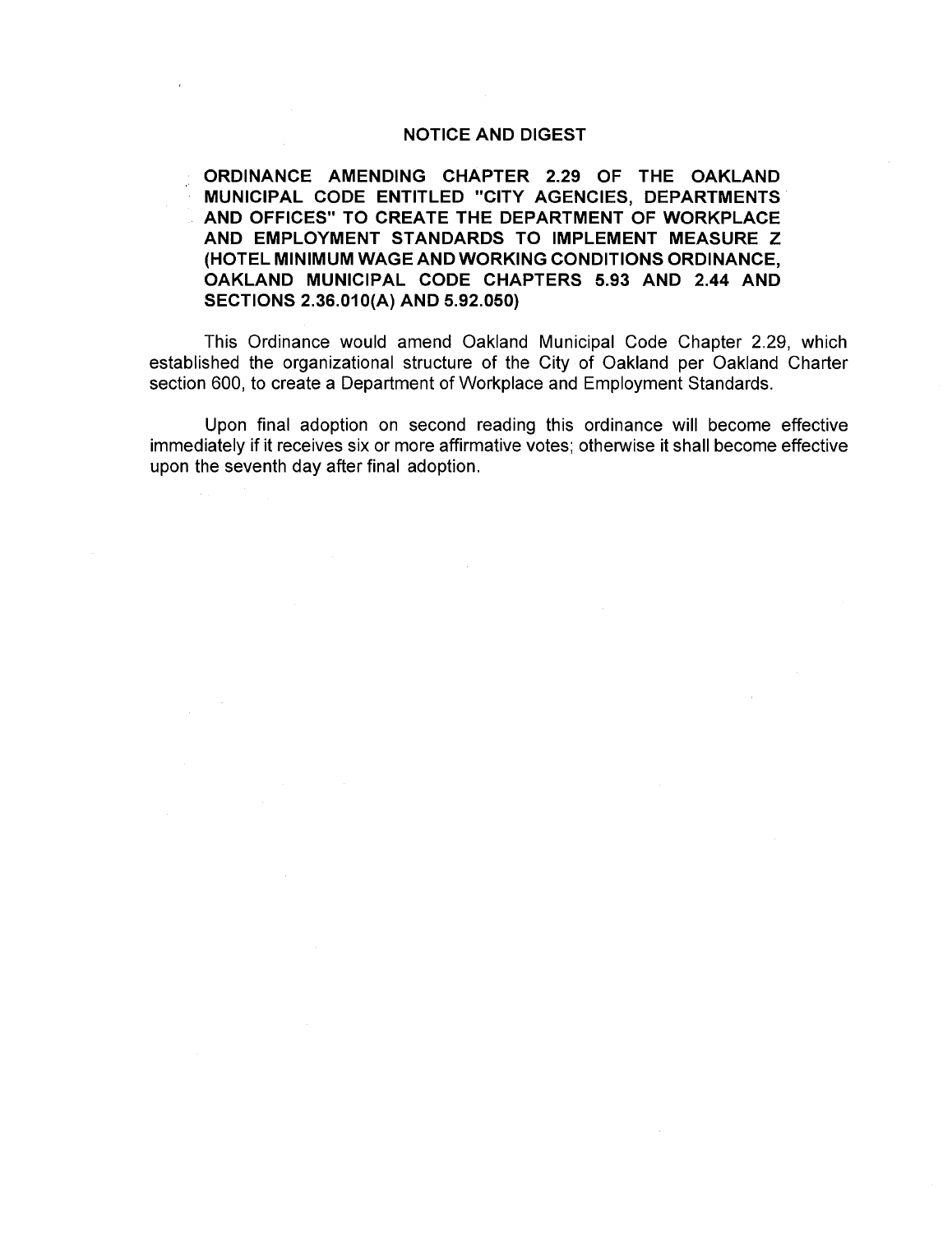## NOTICE AND DIGEST

**ORDINANCE AMENDING CHAPTER 2.29 OF THE OAKLAND MUNICIPAL CODE ENTITLED "CITY AGENCIES, DEPARTMENTS AND OFFICES" TO CREATE THE DEPARTMENT OF WORKPLACE AND EMPLOYMENT STANDARDS TO IMPLEMENT MEASURE Z (HOTEL MINIMUM WAGE AND WORKING CONDITIONS ORDINANCE, OAKLAND MUNICIPAL CODE CHAPTERS 5.93 AND 2.44 AND SECTIONS 2.36.010(A) AND 5.92.050)**

This Ordinance would amend Oakland Municipal Code Chapter 2.29, which established the organizational structure of the City of Oakland per Oakland Charter section 600, to create a Department of Workplace and Employment Standards.

Upon final adoption on second reading this ordinance will become effective immediately if it receives six or more affirmative votes; otherwise it shall become effective upon the seventh day after final adoption.